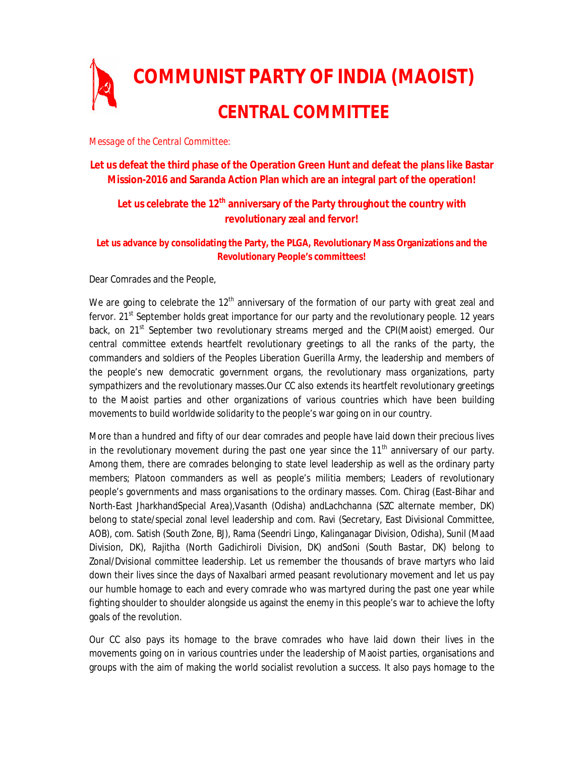# COMMUNIST PARTY OF INDIA (MAOIST)

# CENTRAL COMMITTEE

*Message of the Central Committee:*

**Let us defeat the third phase of the Operation Green Hunt and defeat the plans like Bastar Mission-2016 and Saranda Action Plan which are an integral part of the operation!**

**Let us celebrate the 12th anniversary of the Party throughout the country with revolutionary zeal and fervor!**

**Let us advance by consolidating the Party, the PLGA, Revolutionary Mass Organizations and the Revolutionary People's committees!**

Dear Comrades and the People,

We are going to celebrate the 12th anniversary of the formation of our party with great zeal and fervor. 21st September holds great importance for our party and the revolutionary people. 12 years back, on 21st September two revolutionary streams merged and the CPI(Maoist) emerged. Our central committee extends heartfelt revolutionary greetings to all the ranks of the party, the commanders and soldiers of the Peoples Liberation Guerilla Army, the leadership and members of the people's new democratic government organs, the revolutionary mass organizations, party sympathizers and the revolutionary masses.Our CC also extends its heartfelt revolutionary greetings to the Maoist parties and other organizations of various countries which have been building movements to build worldwide solidarity to the people's war going on in our country.

More than a hundred and fifty of our dear comrades and people have laid down their precious lives in the revolutionary movement during the past one year since the 11th anniversary of our party. Among them, there are comrades belonging to state level leadership as well as the ordinary party members; Platoon commanders as well as people's militia members; Leaders of revolutionary people's governments and mass organisations to the ordinary masses. Com. Chirag (East-Bihar and North-East JharkhandSpecial Area),Vasanth (Odisha) andLachchanna (SZC alternate member, DK) belong to state/special zonal level leadership and com. Ravi (Secretary, East Divisional Committee, AOB), com. Satish (South Zone, BJ), Rama (Seendri Lingo, Kalinganagar Division, Odisha), Sunil (Maad Division, DK), Rajitha (North Gadichiroli Division, DK) andSoni (South Bastar, DK) belong to Zonal/Dvisional committee leadership. Let us remember the thousands of brave martyrs who laid down their lives since the days of Naxalbari armed peasant revolutionary movement and let us pay our humble homage to each and every comrade who was martyred during the past one year while fighting shoulder to shoulder alongside us against the enemy in this people's war to achieve the lofty goals of the revolution.

Our CC also pays its homage to the brave comrades who have laid down their lives in the movements going on in various countries under the leadership of Maoist parties, organisations and groups with the aim of making the world socialist revolution a success. It also pays homage to the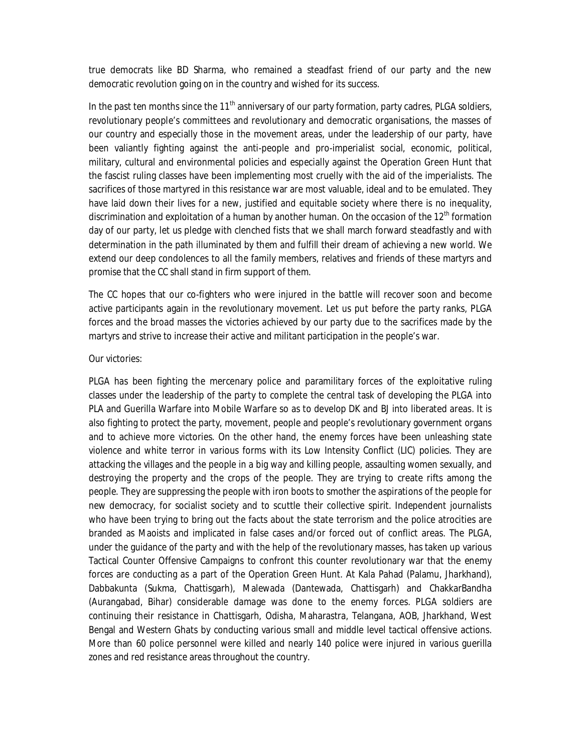true democrats like BD Sharma, who remained a steadfast friend of our party and the new democratic revolution going on in the country and wished for its success.

In the past ten months since the 11th anniversary of our party formation, party cadres, PLGA soldiers, revolutionary people's committees and revolutionary and democratic organisations, the masses of our country and especially those in the movement areas, under the leadership of our party, have been valiantly fighting against the anti-people and pro-imperialist social, economic, political, military, cultural and environmental policies and especially against the Operation Green Hunt that the fascist ruling classes have been implementing most cruelly with the aid of the imperialists. The sacrifices of those martyred in this resistance war are most valuable, ideal and to be emulated. They have laid down their lives for a new, justified and equitable society where there is no inequality, discrimination and exploitation of a human by another human. On the occasion of the 12th formation day of our party, let us pledge with clenched fists that we shall march forward steadfastly and with determination in the path illuminated by them and fulfill their dream of achieving a new world. We extend our deep condolences to all the family members, relatives and friends of these martyrs and promise that the CC shall stand in firm support of them.

The CC hopes that our co-fighters who were injured in the battle will recover soon and become active participants again in the revolutionary movement. Let us put before the party ranks, PLGA forces and the broad masses the victories achieved by our party due to the sacrifices made by the martyrs and strive to increase their active and militant participation in the people's war.

Our victories:

PLGA has been fighting the mercenary police and paramilitary forces of the exploitative ruling classes under the leadership of the party to complete the central task of developing the PLGA into PLA and Guerilla Warfare into Mobile Warfare so as to develop DK and BJ into liberated areas. It is also fighting to protect the party, movement, people and people's revolutionary government organs and to achieve more victories. On the other hand, the enemy forces have been unleashing state violence and white terror in various forms with its Low Intensity Conflict (LIC) policies. They are attacking the villages and the people in a big way and killing people, assaulting women sexually, and destroying the property and the crops of the people. They are trying to create rifts among the people. They are suppressing the people with iron boots to smother the aspirations of the people for new democracy, for socialist society and to scuttle their collective spirit. Independent journalists who have been trying to bring out the facts about the state terrorism and the police atrocities are branded as Maoists and implicated in false cases and/or forced out of conflict areas. The PLGA, under the guidance of the party and with the help of the revolutionary masses, has taken up various Tactical Counter Offensive Campaigns to confront this counter revolutionary war that the enemy forces are conducting as a part of the Operation Green Hunt. At Kala Pahad (Palamu, Jharkhand), Dabbakunta (Sukma, Chattisgarh), Malewada (Dantewada, Chattisgarh) and ChakkarBandha (Aurangabad, Bihar) considerable damage was done to the enemy forces. PLGA soldiers are continuing their resistance in Chattisgarh, Odisha, Maharastra, Telangana, AOB, Jharkhand, West Bengal and Western Ghats by conducting various small and middle level tactical offensive actions. More than 60 police personnel were killed and nearly 140 police were injured in various guerilla zones and red resistance areas throughout the country.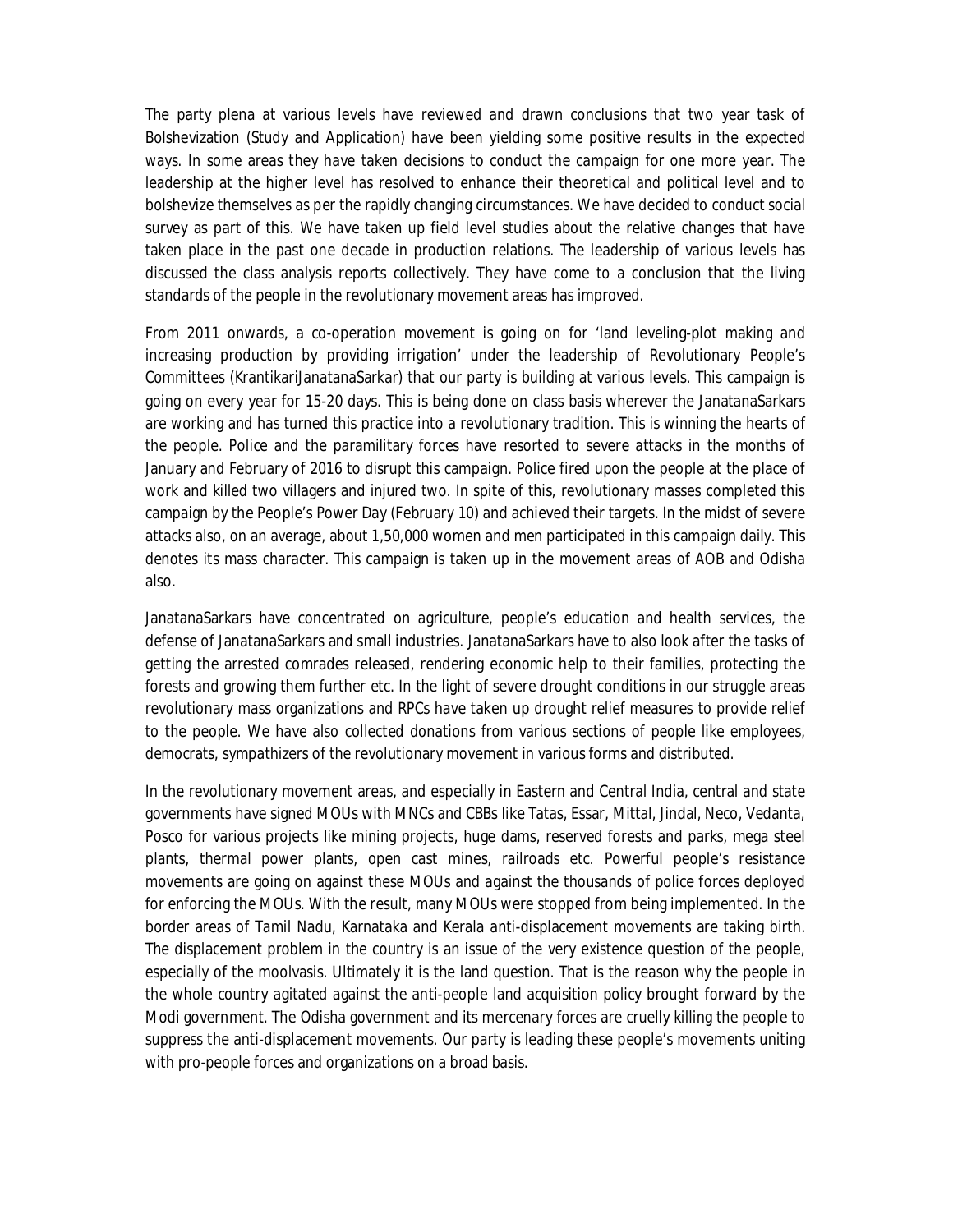The party plena at various levels have reviewed and drawn conclusions that two year task of Bolshevization (Study and Application) have been yielding some positive results in the expected ways. In some areas they have taken decisions to conduct the campaign for one more year. The leadership at the higher level has resolved to enhance their theoretical and political level and to bolshevize themselves as per the rapidly changing circumstances. We have decided to conduct social survey as part of this. We have taken up field level studies about the relative changes that have taken place in the past one decade in production relations. The leadership of various levels has discussed the class analysis reports collectively. They have come to a conclusion that the living standards of the people in the revolutionary movement areas has improved.

From 2011 onwards, a co-operation movement is going on for 'land leveling-plot making and increasing production by providing irrigation' under the leadership of Revolutionary People's Committees (KrantikariJanatanaSarkar) that our party is building at various levels. This campaign is going on every year for 15-20 days. This is being done on class basis wherever the JanatanaSarkars are working and has turned this practice into a revolutionary tradition. This is winning the hearts of the people. Police and the paramilitary forces have resorted to severe attacks in the months of January and February of 2016 to disrupt this campaign. Police fired upon the people at the place of work and killed two villagers and injured two. In spite of this, revolutionary masses completed this campaign by the People's Power Day (February 10) and achieved their targets. In the midst of severe attacks also, on an average, about 1,50,000 women and men participated in this campaign daily. This denotes its mass character. This campaign is taken up in the movement areas of AOB and Odisha also.

JanatanaSarkars have concentrated on agriculture, people's education and health services, the defense of JanatanaSarkars and small industries. JanatanaSarkars have to also look after the tasks of getting the arrested comrades released, rendering economic help to their families, protecting the forests and growing them further etc. In the light of severe drought conditions in our struggle areas revolutionary mass organizations and RPCs have taken up drought relief measures to provide relief to the people. We have also collected donations from various sections of people like employees, democrats, sympathizers of the revolutionary movement in various forms and distributed.

In the revolutionary movement areas, and especially in Eastern and Central India, central and state governments have signed MOUs with MNCs and CBBs like Tatas, Essar, Mittal, Jindal, Neco, Vedanta, Posco for various projects like mining projects, huge dams, reserved forests and parks, mega steel plants, thermal power plants, open cast mines, railroads etc. Powerful people's resistance movements are going on against these MOUs and against the thousands of police forces deployed for enforcing the MOUs. With the result, many MOUs were stopped from being implemented. In the border areas of Tamil Nadu, Karnataka and Kerala anti-displacement movements are taking birth. The displacement problem in the country is an issue of the very existence question of the people, especially of the moolvasis. Ultimately it is the land question. That is the reason why the people in the whole country agitated against the anti-people land acquisition policy brought forward by the Modi government. The Odisha government and its mercenary forces are cruelly killing the people to suppress the anti-displacement movements. Our party is leading these people's movements uniting with pro-people forces and organizations on a broad basis.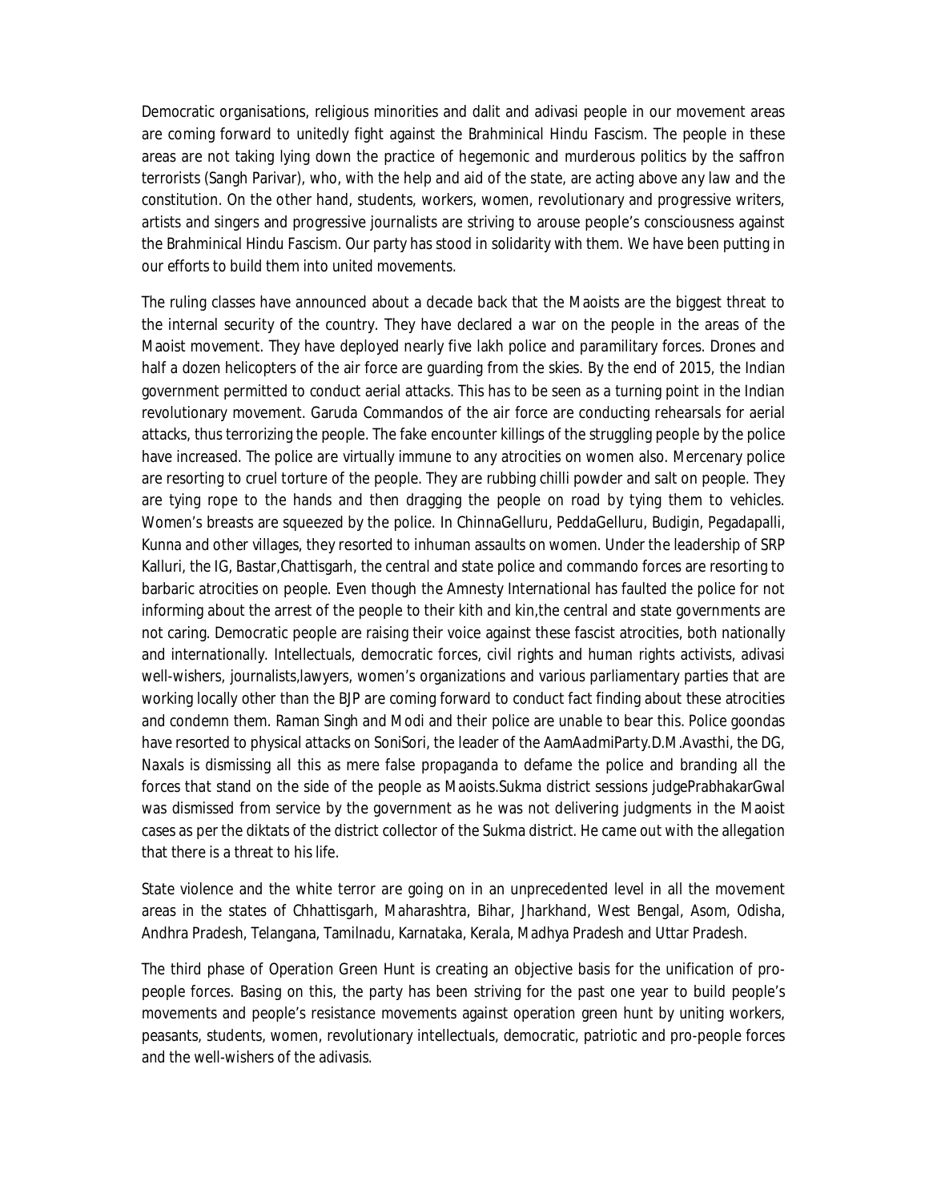Democratic organisations, religious minorities and dalit and adivasi people in our movement areas are coming forward to unitedly fight against the Brahminical Hindu Fascism. The people in these areas are not taking lying down the practice of hegemonic and murderous politics by the saffron terrorists (Sangh Parivar), who, with the help and aid of the state, are acting above any law and the constitution. On the other hand, students, workers, women, revolutionary and progressive writers, artists and singers and progressive journalists are striving to arouse people's consciousness against the Brahminical Hindu Fascism. Our party has stood in solidarity with them. We have been putting in our efforts to build them into united movements.

The ruling classes have announced about a decade back that the Maoists are the biggest threat to the internal security of the country. They have declared a war on the people in the areas of the Maoist movement. They have deployed nearly five lakh police and paramilitary forces. Drones and half a dozen helicopters of the air force are guarding from the skies. By the end of 2015, the Indian government permitted to conduct aerial attacks. This has to be seen as a turning point in the Indian revolutionary movement. Garuda Commandos of the air force are conducting rehearsals for aerial attacks, thus terrorizing the people. The fake encounter killings of the struggling people by the police have increased. The police are virtually immune to any atrocities on women also. Mercenary police are resorting to cruel torture of the people. They are rubbing chilli powder and salt on people. They are tying rope to the hands and then dragging the people on road by tying them to vehicles. Women's breasts are squeezed by the police. In ChinnaGelluru, PeddaGelluru, Budigin, Pegadapalli, Kunna and other villages, they resorted to inhuman assaults on women. Under the leadership of SRP Kalluri, the IG, Bastar,Chattisgarh, the central and state police and commando forces are resorting to barbaric atrocities on people. Even though the Amnesty International has faulted the police for not informing about the arrest of the people to their kith and kin,the central and state governments are not caring. Democratic people are raising their voice against these fascist atrocities, both nationally and internationally. Intellectuals, democratic forces, civil rights and human rights activists, adivasi well-wishers, journalists,lawyers, women's organizations and various parliamentary parties that are working locally other than the BJP are coming forward to conduct fact finding about these atrocities and condemn them. Raman Singh and Modi and their police are unable to bear this. Police goondas have resorted to physical attacks on SoniSori, the leader of the AamAadmiParty.D.M.Avasthi, the DG, Naxals is dismissing all this as mere false propaganda to defame the police and branding all the forces that stand on the side of the people as Maoists.Sukma district sessions judgePrabhakarGwal was dismissed from service by the government as he was not delivering judgments in the Maoist cases as per the diktats of the district collector of the Sukma district. He came out with the allegation that there is a threat to his life.

State violence and the white terror are going on in an unprecedented level in all the movement areas in the states of Chhattisgarh, Maharashtra, Bihar, Jharkhand, West Bengal, Asom, Odisha, Andhra Pradesh, Telangana, Tamilnadu, Karnataka, Kerala, Madhya Pradesh and Uttar Pradesh.

The third phase of Operation Green Hunt is creating an objective basis for the unification of pro-people forces. Basing on this, the party has been striving for the past one year to build people's movements and people's resistance movements against operation green hunt by uniting workers, peasants, students, women, revolutionary intellectuals, democratic, patriotic and pro-people forces and the well-wishers of the adivasis.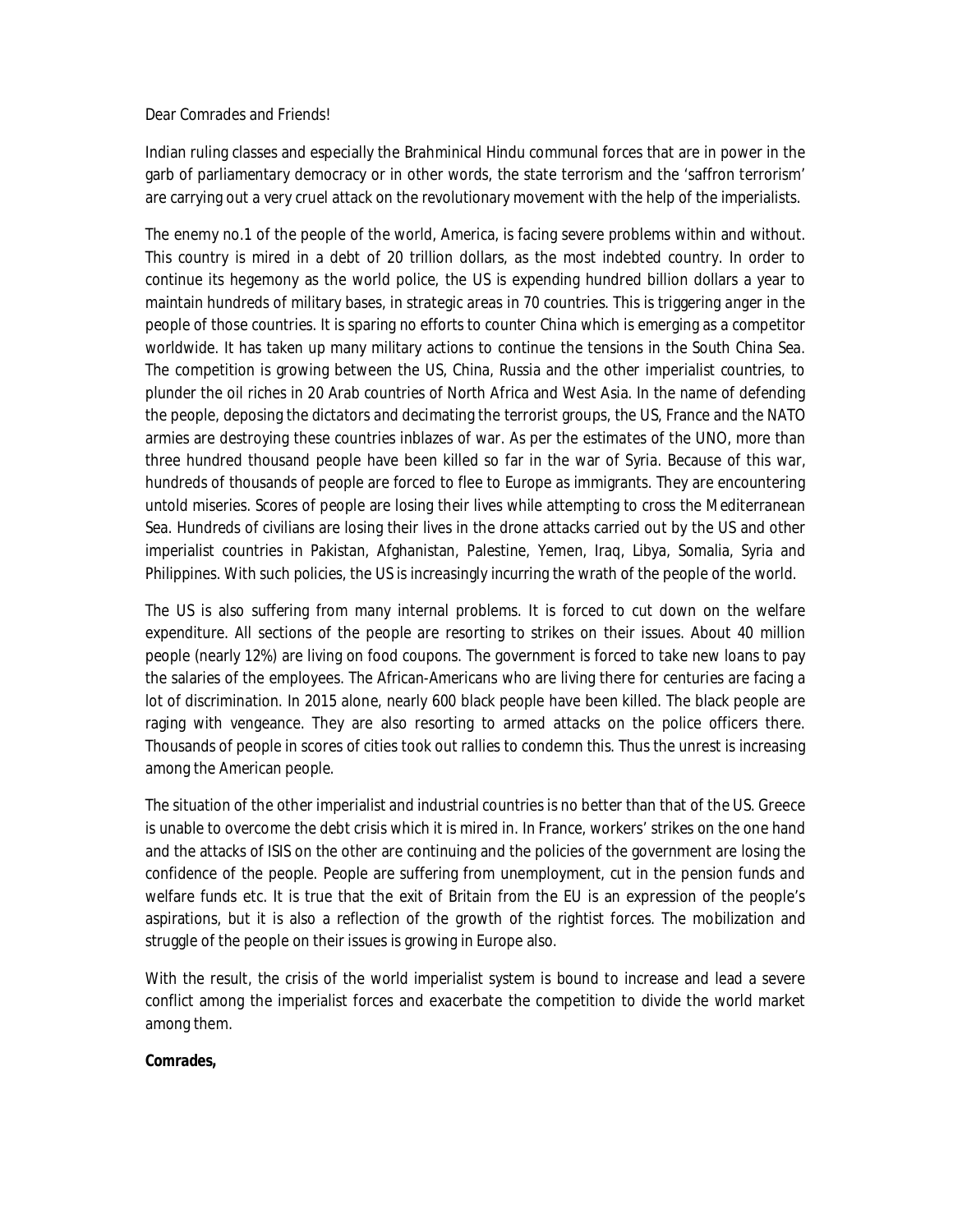Dear Comrades and Friends!

Indian ruling classes and especially the Brahminical Hindu communal forces that are in power in the garb of parliamentary democracy or in other words, the state terrorism and the 'saffron terrorism' are carrying out a very cruel attack on the revolutionary movement with the help of the imperialists.

The enemy no.1 of the people of the world, America, is facing severe problems within and without. This country is mired in a debt of 20 trillion dollars, as the most indebted country. In order to continue its hegemony as the world police, the US is expending hundred billion dollars a year to maintain hundreds of military bases, in strategic areas in 70 countries. This is triggering anger in the people of those countries. It is sparing no efforts to counter China which is emerging as a competitor worldwide. It has taken up many military actions to continue the tensions in the South China Sea. The competition is growing between the US, China, Russia and the other imperialist countries, to plunder the oil riches in 20 Arab countries of North Africa and West Asia. In the name of defending the people, deposing the dictators and decimating the terrorist groups, the US, France and the NATO armies are destroying these countries inblazes of war. As per the estimates of the UNO, more than three hundred thousand people have been killed so far in the war of Syria. Because of this war, hundreds of thousands of people are forced to flee to Europe as immigrants. They are encountering untold miseries. Scores of people are losing their lives while attempting to cross the Mediterranean Sea. Hundreds of civilians are losing their lives in the drone attacks carried out by the US and other imperialist countries in Pakistan, Afghanistan, Palestine, Yemen, Iraq, Libya, Somalia, Syria and Philippines. With such policies, the US is increasingly incurring the wrath of the people of the world.

The US is also suffering from many internal problems. It is forced to cut down on the welfare expenditure. All sections of the people are resorting to strikes on their issues. About 40 million people (nearly 12%) are living on food coupons. The government is forced to take new loans to pay the salaries of the employees. The African-Americans who are living there for centuries are facing a lot of discrimination. In 2015 alone, nearly 600 black people have been killed. The black people are raging with vengeance. They are also resorting to armed attacks on the police officers there. Thousands of people in scores of cities took out rallies to condemn this. Thus the unrest is increasing among the American people.

The situation of the other imperialist and industrial countries is no better than that of the US. Greece is unable to overcome the debt crisis which it is mired in. In France, workers' strikes on the one hand and the attacks of ISIS on the other are continuing and the policies of the government are losing the confidence of the people. People are suffering from unemployment, cut in the pension funds and welfare funds etc. It is true that the exit of Britain from the EU is an expression of the people's aspirations, but it is also a reflection of the growth of the rightist forces. The mobilization and struggle of the people on their issues is growing in Europe also.

With the result, the crisis of the world imperialist system is bound to increase and lead a severe conflict among the imperialist forces and exacerbate the competition to divide the world market among them.

**Comrades,**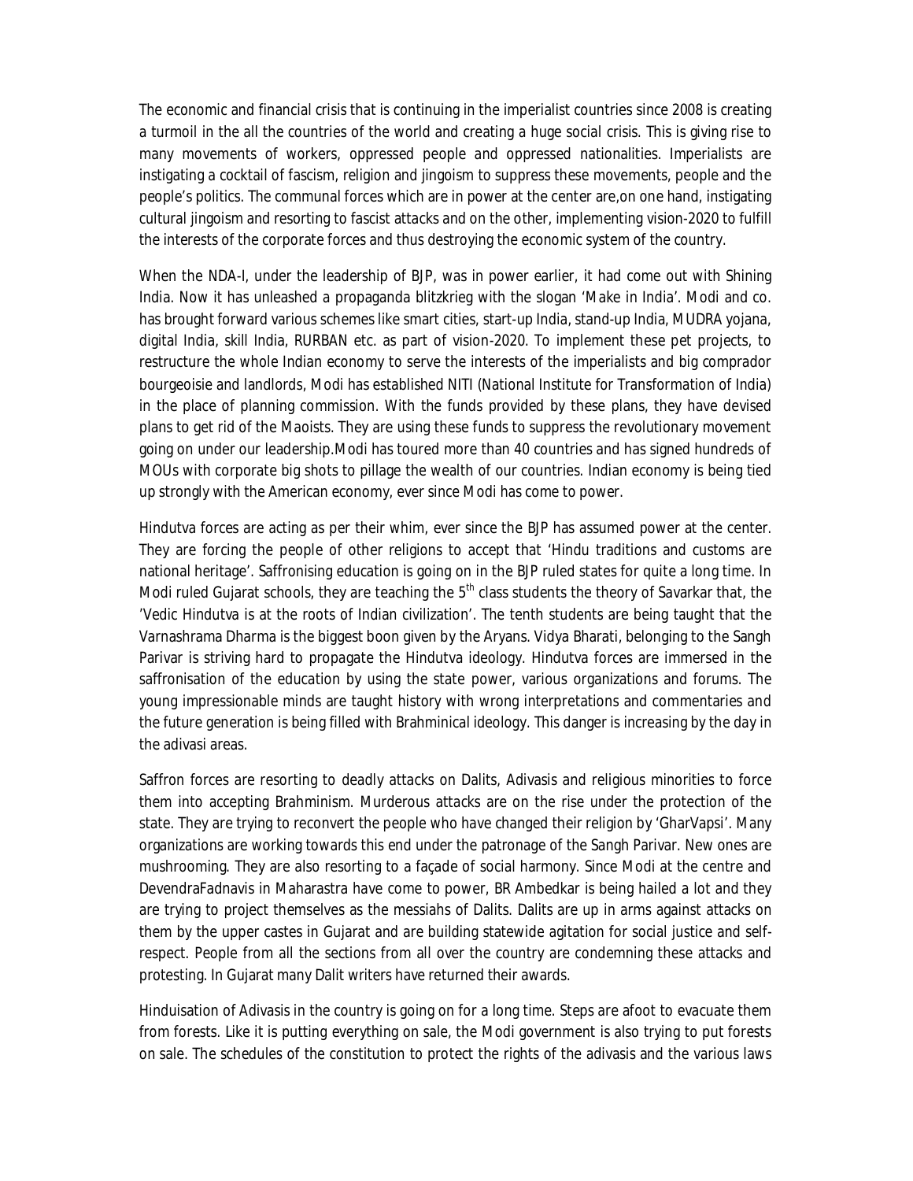The economic and financial crisis that is continuing in the imperialist countries since 2008 is creating a turmoil in the all the countries of the world and creating a huge social crisis. This is giving rise to many movements of workers, oppressed people and oppressed nationalities. Imperialists are instigating a cocktail of fascism, religion and jingoism to suppress these movements, people and the people's politics. The communal forces which are in power at the center are,on one hand, instigating cultural jingoism and resorting to fascist attacks and on the other, implementing vision-2020 to fulfill the interests of the corporate forces and thus destroying the economic system of the country.

When the NDA-I, under the leadership of BJP, was in power earlier, it had come out with Shining India. Now it has unleashed a propaganda blitzkrieg with the slogan 'Make in India'. Modi and co. has brought forward various schemes like smart cities, start-up India, stand-up India, MUDRA yojana, digital India, skill India, RURBAN etc. as part of vision-2020. To implement these pet projects, to restructure the whole Indian economy to serve the interests of the imperialists and big comprador bourgeoisie and landlords, Modi has established NITI (National Institute for Transformation of India) in the place of planning commission. With the funds provided by these plans, they have devised plans to get rid of the Maoists. They are using these funds to suppress the revolutionary movement going on under our leadership.Modi has toured more than 40 countries and has signed hundreds of MOUs with corporate big shots to pillage the wealth of our countries. Indian economy is being tied up strongly with the American economy, ever since Modi has come to power.

Hindutva forces are acting as per their whim, ever since the BJP has assumed power at the center. They are forcing the people of other religions to accept that 'Hindu traditions and customs are national heritage'. Saffronising education is going on in the BJP ruled states for quite a long time. In Modi ruled Gujarat schools, they are teaching the 5th class students the theory of Savarkar that, the 'Vedic Hindutva is at the roots of Indian civilization'. The tenth students are being taught that the Varnashrama Dharma is the biggest boon given by the Aryans. Vidya Bharati, belonging to the Sangh Parivar is striving hard to propagate the Hindutva ideology. Hindutva forces are immersed in the saffronisation of the education by using the state power, various organizations and forums. The young impressionable minds are taught history with wrong interpretations and commentaries and the future generation is being filled with Brahminical ideology. This danger is increasing by the day in the adivasi areas.

Saffron forces are resorting to deadly attacks on Dalits, Adivasis and religious minorities to force them into accepting Brahminism. Murderous attacks are on the rise under the protection of the state. They are trying to reconvert the people who have changed their religion by 'GharVapsi'. Many organizations are working towards this end under the patronage of the Sangh Parivar. New ones are mushrooming. They are also resorting to a façade of social harmony. Since Modi at the centre and DevendraFadnavis in Maharastra have come to power, BR Ambedkar is being hailed a lot and they are trying to project themselves as the messiahs of Dalits. Dalits are up in arms against attacks on them by the upper castes in Gujarat and are building statewide agitation for social justice and self-respect. People from all the sections from all over the country are condemning these attacks and protesting. In Gujarat many Dalit writers have returned their awards.

Hinduisation of Adivasis in the country is going on for a long time. Steps are afoot to evacuate them from forests. Like it is putting everything on sale, the Modi government is also trying to put forests on sale. The schedules of the constitution to protect the rights of the adivasis and the various laws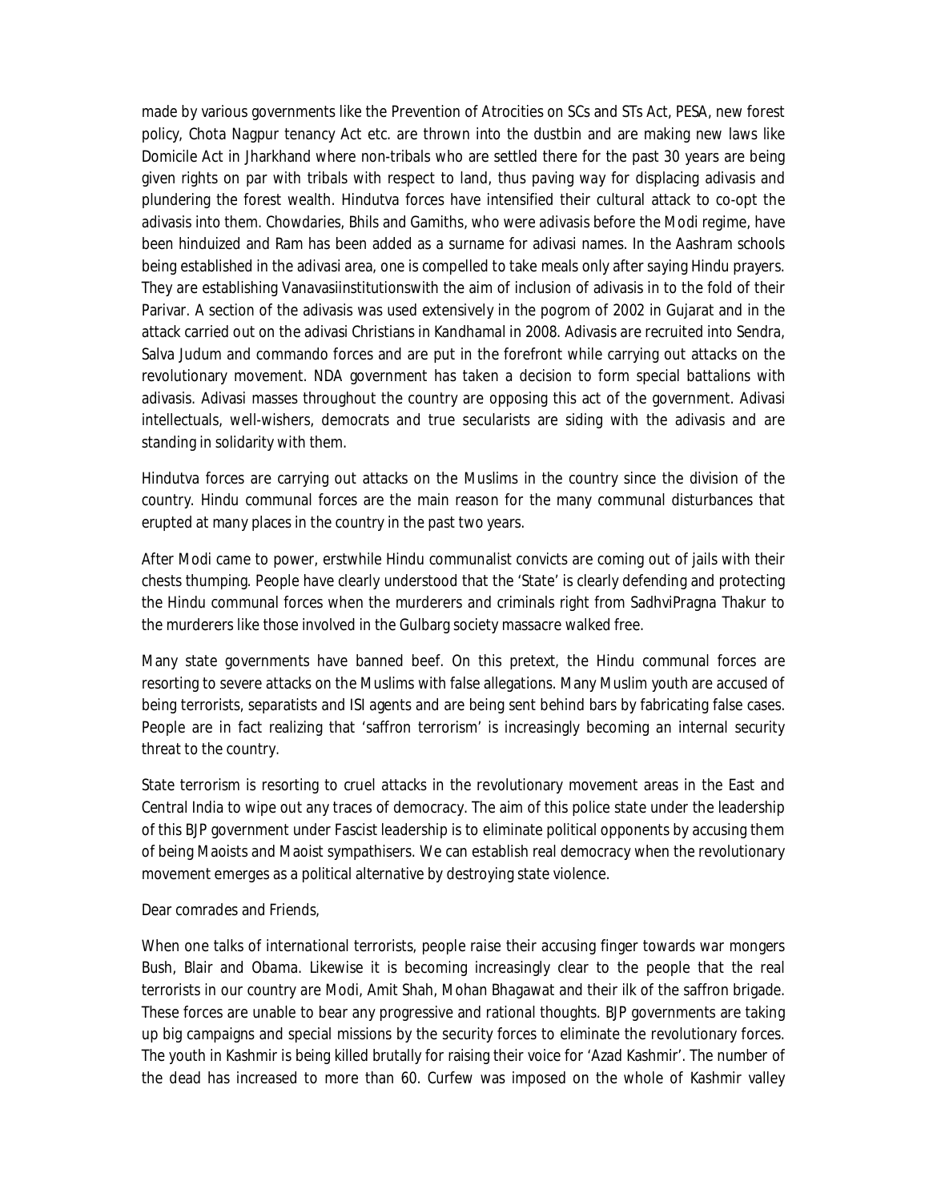made by various governments like the Prevention of Atrocities on SCs and STs Act, PESA, new forest policy, Chota Nagpur tenancy Act etc. are thrown into the dustbin and are making new laws like Domicile Act in Jharkhand where non-tribals who are settled there for the past 30 years are being given rights on par with tribals with respect to land, thus paving way for displacing adivasis and plundering the forest wealth. Hindutva forces have intensified their cultural attack to co-opt the adivasis into them. Chowdaries, Bhils and Gamiths, who were adivasis before the Modi regime, have been hinduized and Ram has been added as a surname for adivasi names. In the Aashram schools being established in the adivasi area, one is compelled to take meals only after saying Hindu prayers. They are establishing Vanavasiinstitutionswith the aim of inclusion of adivasis in to the fold of their Parivar. A section of the adivasis was used extensively in the pogrom of 2002 in Gujarat and in the attack carried out on the adivasi Christians in Kandhamal in 2008. Adivasis are recruited into Sendra, Salva Judum and commando forces and are put in the forefront while carrying out attacks on the revolutionary movement. NDA government has taken a decision to form special battalions with adivasis. Adivasi masses throughout the country are opposing this act of the government. Adivasi intellectuals, well-wishers, democrats and true secularists are siding with the adivasis and are standing in solidarity with them.

Hindutva forces are carrying out attacks on the Muslims in the country since the division of the country. Hindu communal forces are the main reason for the many communal disturbances that erupted at many places in the country in the past two years.

After Modi came to power, erstwhile Hindu communalist convicts are coming out of jails with their chests thumping. People have clearly understood that the 'State' is clearly defending and protecting the Hindu communal forces when the murderers and criminals right from SadhviPragna Thakur to the murderers like those involved in the Gulbarg society massacre walked free.

Many state governments have banned beef. On this pretext, the Hindu communal forces are resorting to severe attacks on the Muslims with false allegations. Many Muslim youth are accused of being terrorists, separatists and ISI agents and are being sent behind bars by fabricating false cases. People are in fact realizing that 'saffron terrorism' is increasingly becoming an internal security threat to the country.

State terrorism is resorting to cruel attacks in the revolutionary movement areas in the East and Central India to wipe out any traces of democracy. The aim of this police state under the leadership of this BJP government under Fascist leadership is to eliminate political opponents by accusing them of being Maoists and Maoist sympathisers. We can establish real democracy when the revolutionary movement emerges as a political alternative by destroying state violence.

Dear comrades and Friends,

When one talks of international terrorists, people raise their accusing finger towards war mongers Bush, Blair and Obama. Likewise it is becoming increasingly clear to the people that the real terrorists in our country are Modi, Amit Shah, Mohan Bhagawat and their ilk of the saffron brigade. These forces are unable to bear any progressive and rational thoughts. BJP governments are taking up big campaigns and special missions by the security forces to eliminate the revolutionary forces. The youth in Kashmir is being killed brutally for raising their voice for 'Azad Kashmir'. The number of the dead has increased to more than 60. Curfew was imposed on the whole of Kashmir valley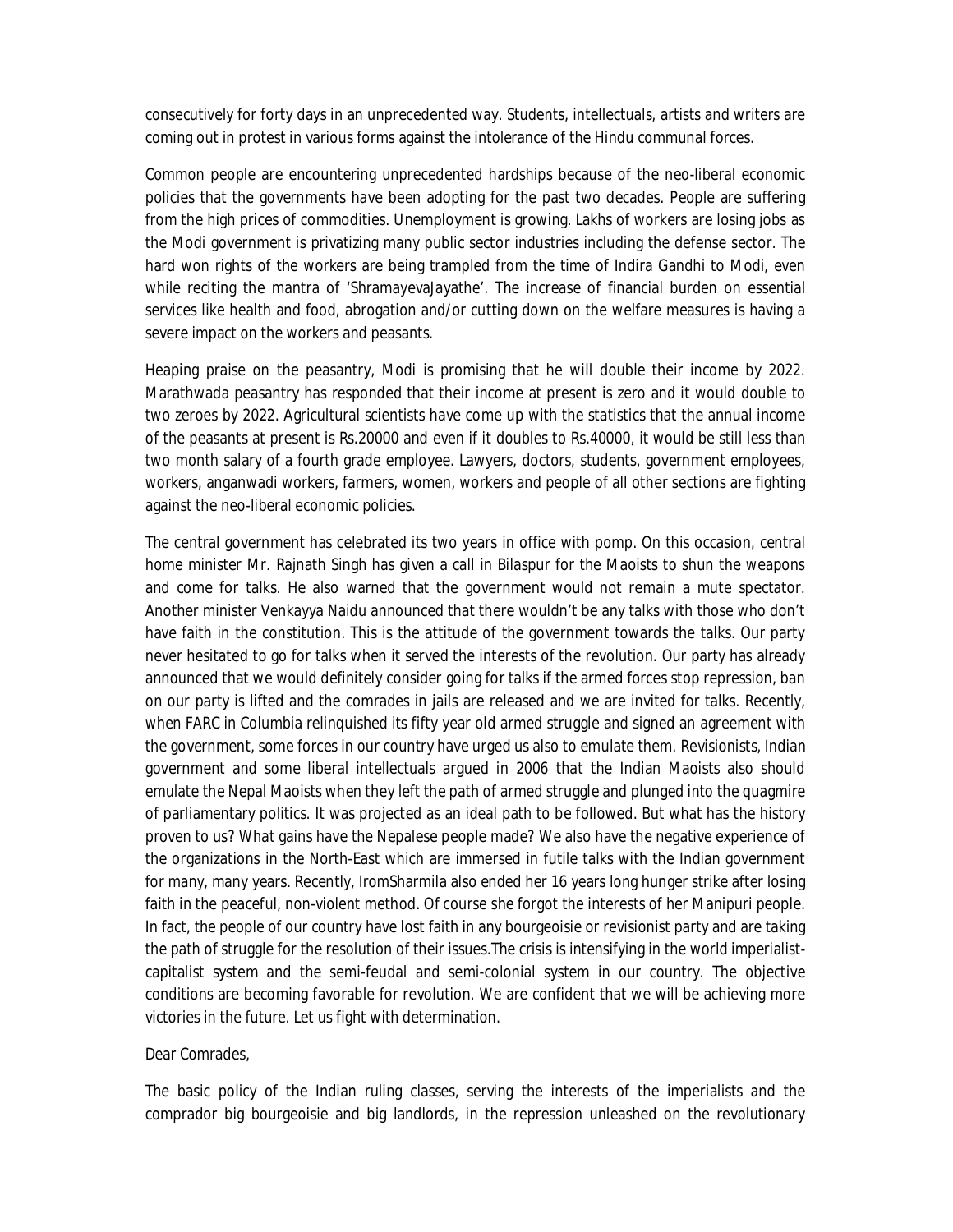consecutively for forty days in an unprecedented way. Students, intellectuals, artists and writers are coming out in protest in various forms against the intolerance of the Hindu communal forces.

Common people are encountering unprecedented hardships because of the neo-liberal economic policies that the governments have been adopting for the past two decades. People are suffering from the high prices of commodities. Unemployment is growing. Lakhs of workers are losing jobs as the Modi government is privatizing many public sector industries including the defense sector. The hard won rights of the workers are being trampled from the time of Indira Gandhi to Modi, even while reciting the mantra of 'ShramayevaJayathe'. The increase of financial burden on essential services like health and food, abrogation and/or cutting down on the welfare measures is having a severe impact on the workers and peasants.

Heaping praise on the peasantry, Modi is promising that he will double their income by 2022. Marathwada peasantry has responded that their income at present is zero and it would double to two zeroes by 2022. Agricultural scientists have come up with the statistics that the annual income of the peasants at present is Rs.20000 and even if it doubles to Rs.40000, it would be still less than two month salary of a fourth grade employee. Lawyers, doctors, students, government employees, workers, anganwadi workers, farmers, women, workers and people of all other sections are fighting against the neo-liberal economic policies.

The central government has celebrated its two years in office with pomp. On this occasion, central home minister Mr. Rajnath Singh has given a call in Bilaspur for the Maoists to shun the weapons and come for talks. He also warned that the government would not remain a mute spectator. Another minister Venkayya Naidu announced that there wouldn't be any talks with those who don't have faith in the constitution. This is the attitude of the government towards the talks. Our party never hesitated to go for talks when it served the interests of the revolution. Our party has already announced that we would definitely consider going for talks if the armed forces stop repression, ban on our party is lifted and the comrades in jails are released and we are invited for talks. Recently, when FARC in Columbia relinquished its fifty year old armed struggle and signed an agreement with the government, some forces in our country have urged us also to emulate them. Revisionists, Indian government and some liberal intellectuals argued in 2006 that the Indian Maoists also should emulate the Nepal Maoists when they left the path of armed struggle and plunged into the quagmire of parliamentary politics. It was projected as an ideal path to be followed. But what has the history proven to us? What gains have the Nepalese people made? We also have the negative experience of the organizations in the North-East which are immersed in futile talks with the Indian government for many, many years. Recently, IromSharmila also ended her 16 years long hunger strike after losing faith in the peaceful, non-violent method. Of course she forgot the interests of her Manipuri people. In fact, the people of our country have lost faith in any bourgeoisie or revisionist party and are taking the path of struggle for the resolution of their issues.The crisis is intensifying in the world imperialist-capitalist system and the semi-feudal and semi-colonial system in our country. The objective conditions are becoming favorable for revolution. We are confident that we will be achieving more victories in the future. Let us fight with determination.

Dear Comrades,

The basic policy of the Indian ruling classes, serving the interests of the imperialists and the comprador big bourgeoisie and big landlords, in the repression unleashed on the revolutionary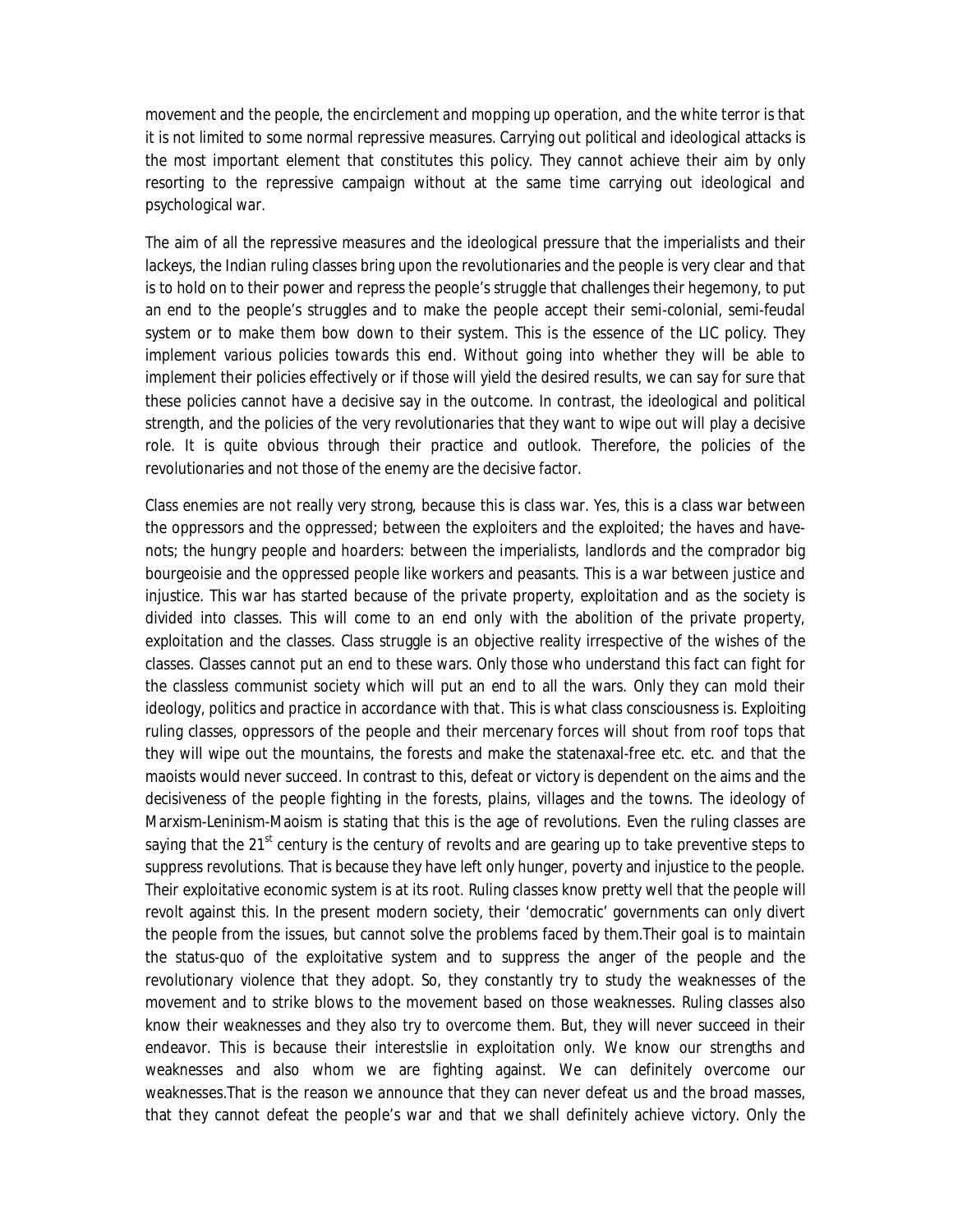movement and the people, the encirclement and mopping up operation, and the white terror is that it is not limited to some normal repressive measures. Carrying out political and ideological attacks is the most important element that constitutes this policy. They cannot achieve their aim by only resorting to the repressive campaign without at the same time carrying out ideological and psychological war.

The aim of all the repressive measures and the ideological pressure that the imperialists and their lackeys, the Indian ruling classes bring upon the revolutionaries and the people is very clear and that is to hold on to their power and repress the people's struggle that challenges their hegemony, to put an end to the people's struggles and to make the people accept their semi-colonial, semi-feudal system or to make them bow down to their system. This is the essence of the LIC policy. They implement various policies towards this end. Without going into whether they will be able to implement their policies effectively or if those will yield the desired results, we can say for sure that these policies cannot have a decisive say in the outcome. In contrast, the ideological and political strength, and the policies of the very revolutionaries that they want to wipe out will play a decisive role. It is quite obvious through their practice and outlook. Therefore, the policies of the revolutionaries and not those of the enemy are the decisive factor.

Class enemies are not really very strong, because this is class war. Yes, this is a class war between the oppressors and the oppressed; between the exploiters and the exploited; the haves and have-nots; the hungry people and hoarders: between the imperialists, landlords and the comprador big bourgeoisie and the oppressed people like workers and peasants. This is a war between justice and injustice. This war has started because of the private property, exploitation and as the society is divided into classes. This will come to an end only with the abolition of the private property, exploitation and the classes. Class struggle is an objective reality irrespective of the wishes of the classes. Classes cannot put an end to these wars. Only those who understand this fact can fight for the classless communist society which will put an end to all the wars. Only they can mold their ideology, politics and practice in accordance with that. This is what class consciousness is. Exploiting ruling classes, oppressors of the people and their mercenary forces will shout from roof tops that they will wipe out the mountains, the forests and make the statenaxal-free etc. etc. and that the maoists would never succeed. In contrast to this, defeat or victory is dependent on the aims and the decisiveness of the people fighting in the forests, plains, villages and the towns. The ideology of Marxism-Leninism-Maoism is stating that this is the age of revolutions. Even the ruling classes are saying that the 21st century is the century of revolts and are gearing up to take preventive steps to suppress revolutions. That is because they have left only hunger, poverty and injustice to the people. Their exploitative economic system is at its root. Ruling classes know pretty well that the people will revolt against this. In the present modern society, their 'democratic' governments can only divert the people from the issues, but cannot solve the problems faced by them.Their goal is to maintain the status-quo of the exploitative system and to suppress the anger of the people and the revolutionary violence that they adopt. So, they constantly try to study the weaknesses of the movement and to strike blows to the movement based on those weaknesses. Ruling classes also know their weaknesses and they also try to overcome them. But, they will never succeed in their endeavor. This is because their interestslie in exploitation only. We know our strengths and weaknesses and also whom we are fighting against. We can definitely overcome our weaknesses.That is the reason we announce that they can never defeat us and the broad masses, that they cannot defeat the people's war and that we shall definitely achieve victory. Only the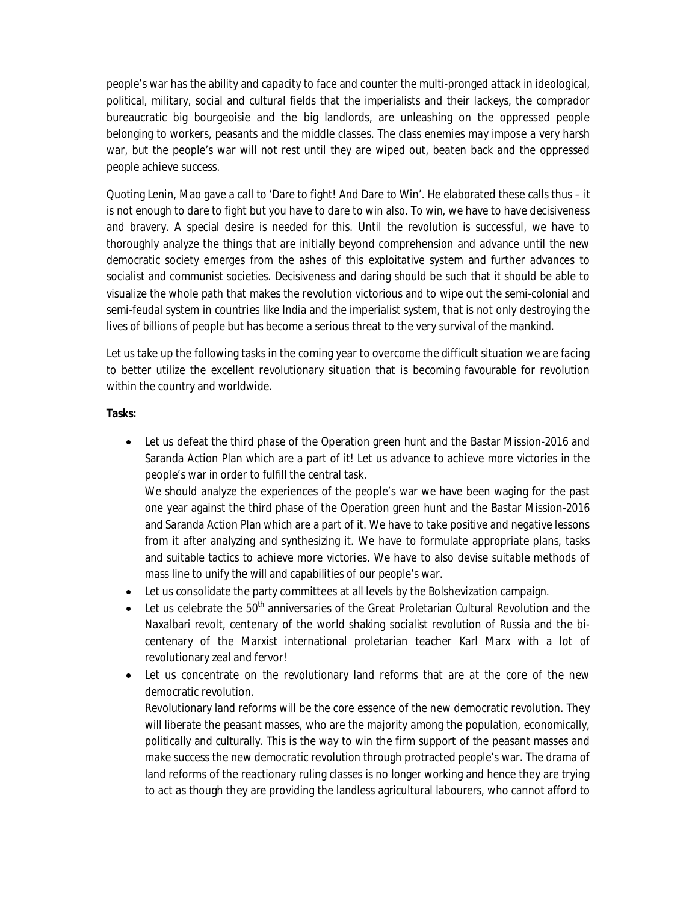people's war has the ability and capacity to face and counter the multi-pronged attack in ideological, political, military, social and cultural fields that the imperialists and their lackeys, the comprador bureaucratic big bourgeoisie and the big landlords, are unleashing on the oppressed people belonging to workers, peasants and the middle classes. The class enemies may impose a very harsh war, but the people's war will not rest until they are wiped out, beaten back and the oppressed people achieve success.

Quoting Lenin, Mao gave a call to 'Dare to fight! And Dare to Win'. He elaborated these calls thus – it is not enough to dare to fight but you have to dare to win also. To win, we have to have decisiveness and bravery. A special desire is needed for this. Until the revolution is successful, we have to thoroughly analyze the things that are initially beyond comprehension and advance until the new democratic society emerges from the ashes of this exploitative system and further advances to socialist and communist societies. Decisiveness and daring should be such that it should be able to visualize the whole path that makes the revolution victorious and to wipe out the semi-colonial and semi-feudal system in countries like India and the imperialist system, that is not only destroying the lives of billions of people but has become a serious threat to the very survival of the mankind.

Let us take up the following tasks in the coming year to overcome the difficult situation we are facing to better utilize the excellent revolutionary situation that is becoming favourable for revolution within the country and worldwide.

**Tasks:**

- Let us defeat the third phase of the Operation green hunt and the Bastar Mission-2016 and Saranda Action Plan which are a part of it! Let us advance to achieve more victories in the people's war in order to fulfill the central task.
  We should analyze the experiences of the people's war we have been waging for the past one year against the third phase of the Operation green hunt and the Bastar Mission-2016 and Saranda Action Plan which are a part of it. We have to take positive and negative lessons from it after analyzing and synthesizing it. We have to formulate appropriate plans, tasks and suitable tactics to achieve more victories. We have to also devise suitable methods of mass line to unify the will and capabilities of our people's war.
- Let us consolidate the party committees at all levels by the Bolshevization campaign.
- Let us celebrate the 50th anniversaries of the Great Proletarian Cultural Revolution and the Naxalbari revolt, centenary of the world shaking socialist revolution of Russia and the bi-centenary of the Marxist international proletarian teacher Karl Marx with a lot of revolutionary zeal and fervor!
- Let us concentrate on the revolutionary land reforms that are at the core of the new democratic revolution.
  Revolutionary land reforms will be the core essence of the new democratic revolution. They will liberate the peasant masses, who are the majority among the population, economically, politically and culturally. This is the way to win the firm support of the peasant masses and make success the new democratic revolution through protracted people's war. The drama of land reforms of the reactionary ruling classes is no longer working and hence they are trying to act as though they are providing the landless agricultural labourers, who cannot afford to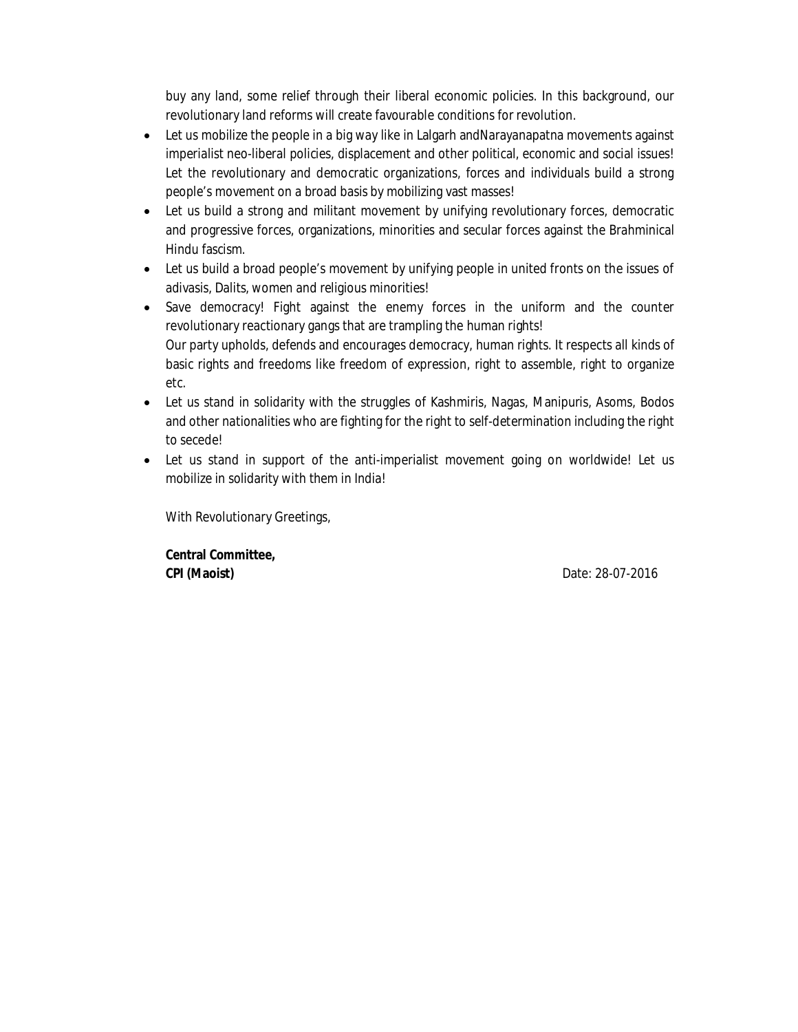buy any land, some relief through their liberal economic policies. In this background, our revolutionary land reforms will create favourable conditions for revolution.

- Let us mobilize the people in a big way like in Lalgarh andNarayanapatna movements against imperialist neo-liberal policies, displacement and other political, economic and social issues! Let the revolutionary and democratic organizations, forces and individuals build a strong people's movement on a broad basis by mobilizing vast masses!
- Let us build a strong and militant movement by unifying revolutionary forces, democratic and progressive forces, organizations, minorities and secular forces against the Brahminical Hindu fascism.
- Let us build a broad people's movement by unifying people in united fronts on the issues of adivasis, Dalits, women and religious minorities!
- Save democracy! Fight against the enemy forces in the uniform and the counter revolutionary reactionary gangs that are trampling the human rights!
  Our party upholds, defends and encourages democracy, human rights. It respects all kinds of basic rights and freedoms like freedom of expression, right to assemble, right to organize etc.
- Let us stand in solidarity with the struggles of Kashmiris, Nagas, Manipuris, Asoms, Bodos and other nationalities who are fighting for the right to self-determination including the right to secede!
- Let us stand in support of the anti-imperialist movement going on worldwide! Let us mobilize in solidarity with them in India!

With Revolutionary Greetings,

**Central Committee,**
**CPI (Maoist)**

Date: 28-07-2016